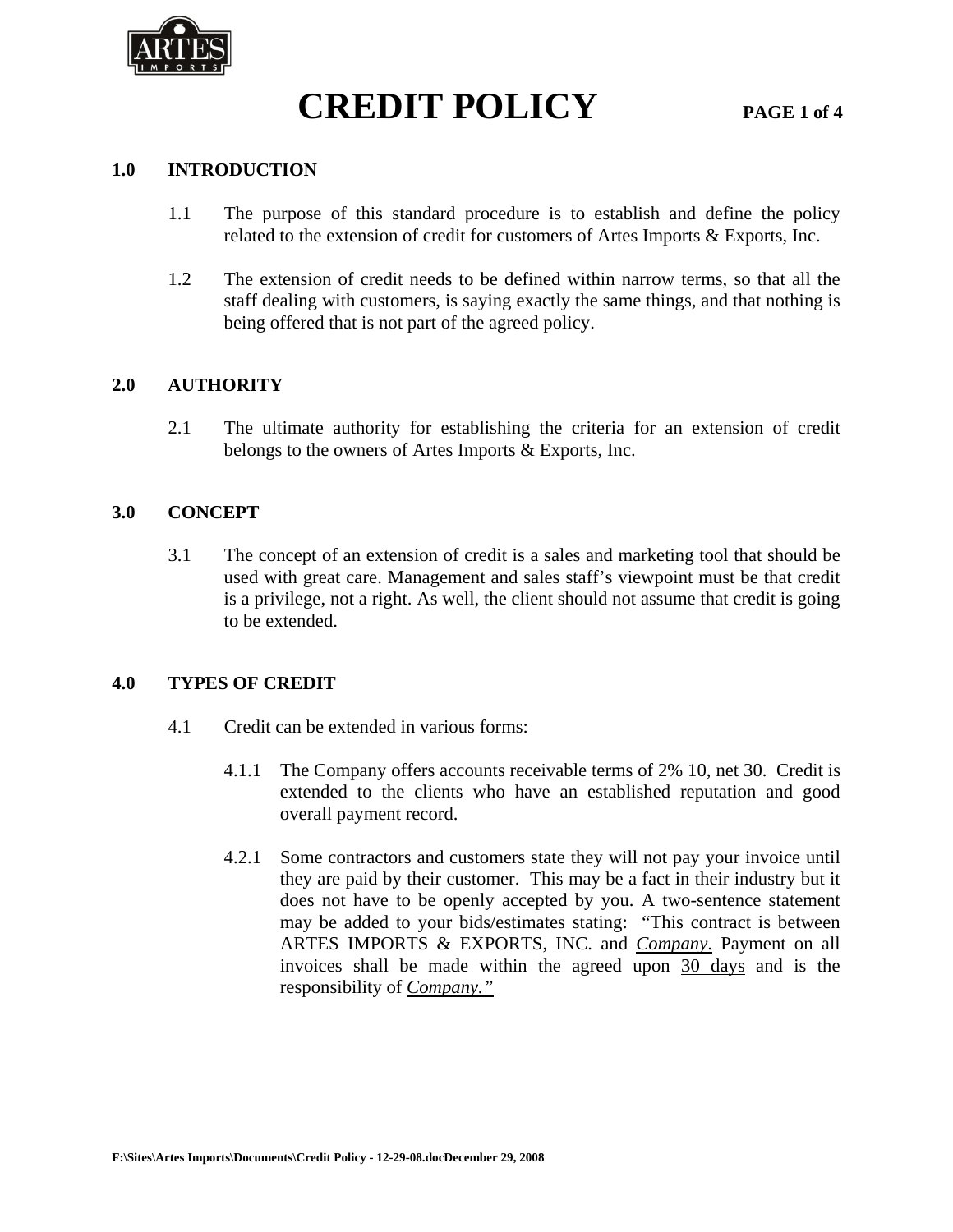# CREDIT POLICY

## 1.0 INTRODUCTION

1.1 The purpose of this standard procedure is to establish and define the policy related to the extension of credit for customers of Artes Imports & Exports, Inc.

1.2 The extension of credit needs to be defined within narrow terms, so that all the staff dealing with customers, is saying exactly the same things, and that nothing is being offered that is not part of the agreed policy.

## 2.0 AUTHORITY

2.1 The ultimate authority for establishing the criteria for an extension of credit belongs to the owners of Artes Imports & Exports, Inc.

## 3.0 CONCEPT

3.1 The concept of an extension of credit is a sales and marketing tool that should be used with great care. Management and sales staff's viewpoint must be that credit is a privilege, not a right. As well, the client should not assume that credit is going to be extended.

## 4.0 TYPES OF CREDIT

4.1 Credit can be extended in various forms:

4.1.1 The Company offers accounts receivable terms of 2% 10, net 30. Credit is extended to the clients who have an established reputation and good overall payment record.

4.2.1 Some contractors and customers state they will not pay your invoice until they are paid by their customer. This may be a fact in their industry but it does not have to be openly accepted by you. A two-sentence statement may be added to your bids/estimates stating: "This contract is between ARTES IMPORTS & EXPORTS, INC. and <u>*Company*.</u> Payment on all invoices shall be made within the agreed upon <u>30 days</u> and is the responsibility of <u>*Company*."</u>

F:\Sites\Artes Imports\Documents\Credit Policy - 12-29-08.docDecember 29, 2008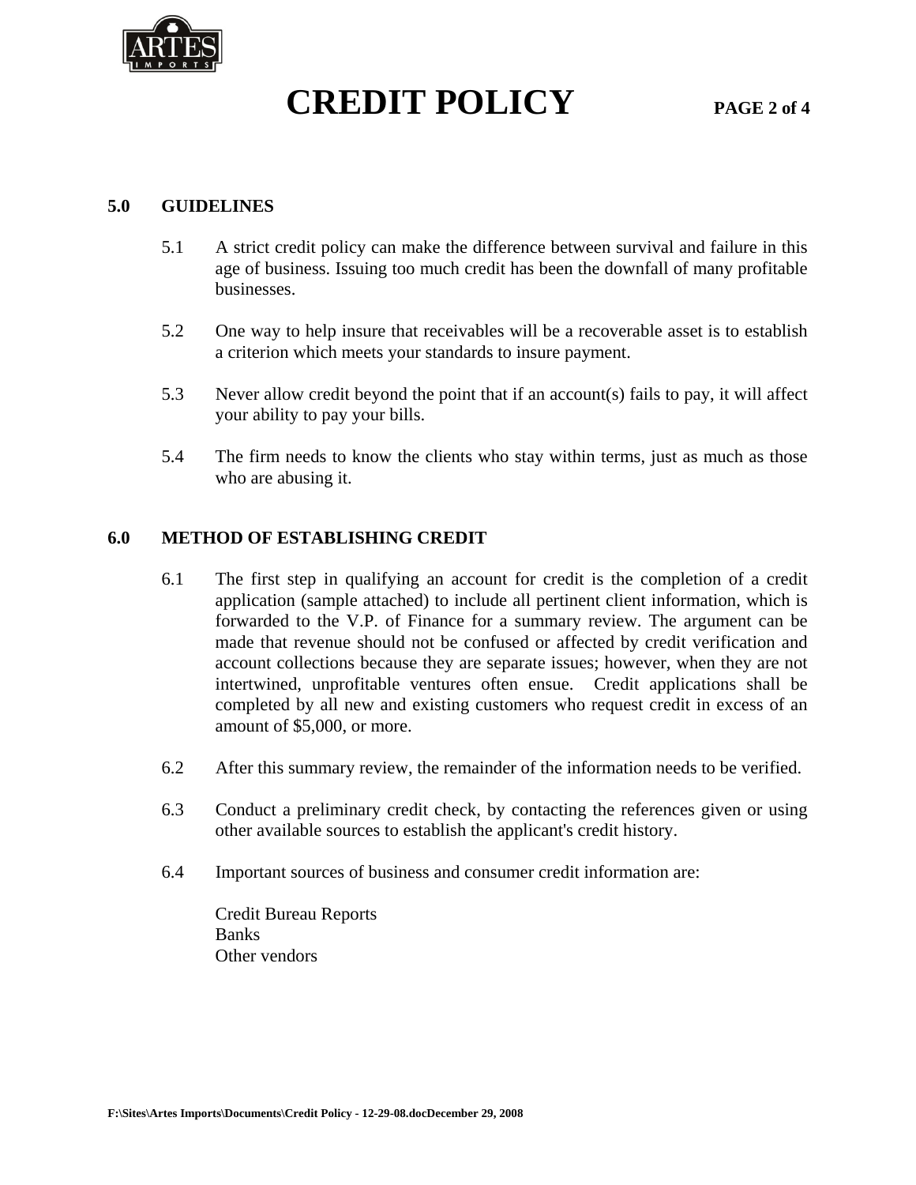## 5.0 GUIDELINES

5.1 A strict credit policy can make the difference between survival and failure in this age of business. Issuing too much credit has been the downfall of many profitable businesses.

5.2 One way to help insure that receivables will be a recoverable asset is to establish a criterion which meets your standards to insure payment.

5.3 Never allow credit beyond the point that if an account(s) fails to pay, it will affect your ability to pay your bills.

5.4 The firm needs to know the clients who stay within terms, just as much as those who are abusing it.

## 6.0 METHOD OF ESTABLISHING CREDIT

6.1 The first step in qualifying an account for credit is the completion of a credit application (sample attached) to include all pertinent client information, which is forwarded to the V.P. of Finance for a summary review. The argument can be made that revenue should not be confused or affected by credit verification and account collections because they are separate issues; however, when they are not intertwined, unprofitable ventures often ensue. Credit applications shall be completed by all new and existing customers who request credit in excess of an amount of $5,000, or more.

6.2 After this summary review, the remainder of the information needs to be verified.

6.3 Conduct a preliminary credit check, by contacting the references given or using other available sources to establish the applicant's credit history.

6.4 Important sources of business and consumer credit information are:

Credit Bureau Reports
Banks
Other vendors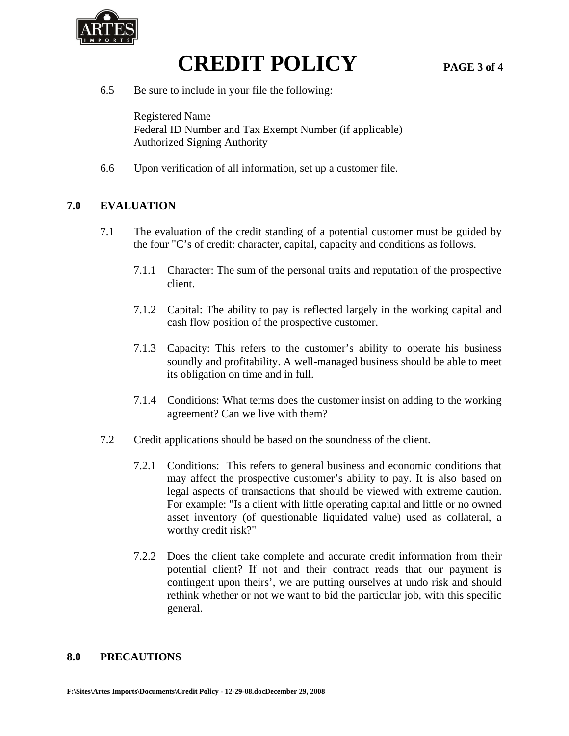6.5 Be sure to include in your file the following:

Registered Name
Federal ID Number and Tax Exempt Number (if applicable)
Authorized Signing Authority

6.6 Upon verification of all information, set up a customer file.

## 7.0 EVALUATION

7.1 The evaluation of the credit standing of a potential customer must be guided by the four "C's of credit: character, capital, capacity and conditions as follows.

7.1.1 Character: The sum of the personal traits and reputation of the prospective client.

7.1.2 Capital: The ability to pay is reflected largely in the working capital and cash flow position of the prospective customer.

7.1.3 Capacity: This refers to the customer's ability to operate his business soundly and profitability. A well-managed business should be able to meet its obligation on time and in full.

7.1.4 Conditions: What terms does the customer insist on adding to the working agreement? Can we live with them?

7.2 Credit applications should be based on the soundness of the client.

7.2.1 Conditions: This refers to general business and economic conditions that may affect the prospective customer's ability to pay. It is also based on legal aspects of transactions that should be viewed with extreme caution. For example: "Is a client with little operating capital and little or no owned asset inventory (of questionable liquidated value) used as collateral, a worthy credit risk?"

7.2.2 Does the client take complete and accurate credit information from their potential client? If not and their contract reads that our payment is contingent upon theirs', we are putting ourselves at undo risk and should rethink whether or not we want to bid the particular job, with this specific general.

## 8.0 PRECAUTIONS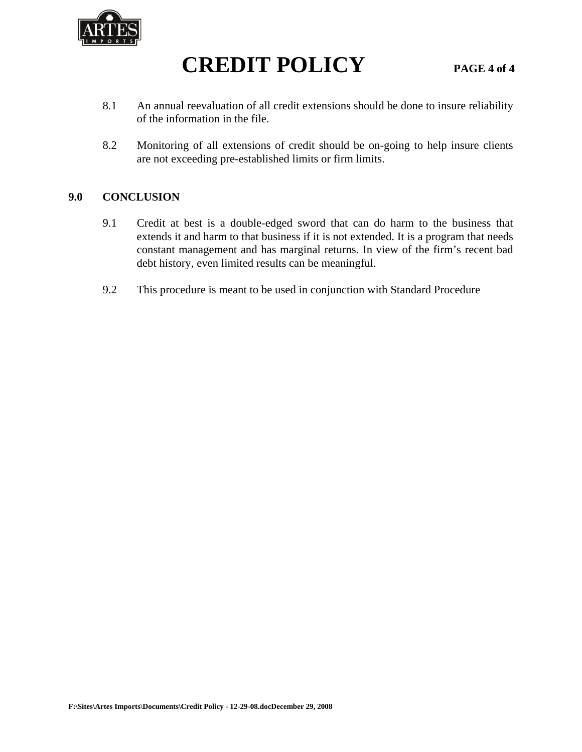8.1 An annual reevaluation of all credit extensions should be done to insure reliability of the information in the file.

8.2 Monitoring of all extensions of credit should be on-going to help insure clients are not exceeding pre-established limits or firm limits.

## 9.0 CONCLUSION

9.1 Credit at best is a double-edged sword that can do harm to the business that extends it and harm to that business if it is not extended. It is a program that needs constant management and has marginal returns. In view of the firm's recent bad debt history, even limited results can be meaningful.

9.2 This procedure is meant to be used in conjunction with Standard Procedure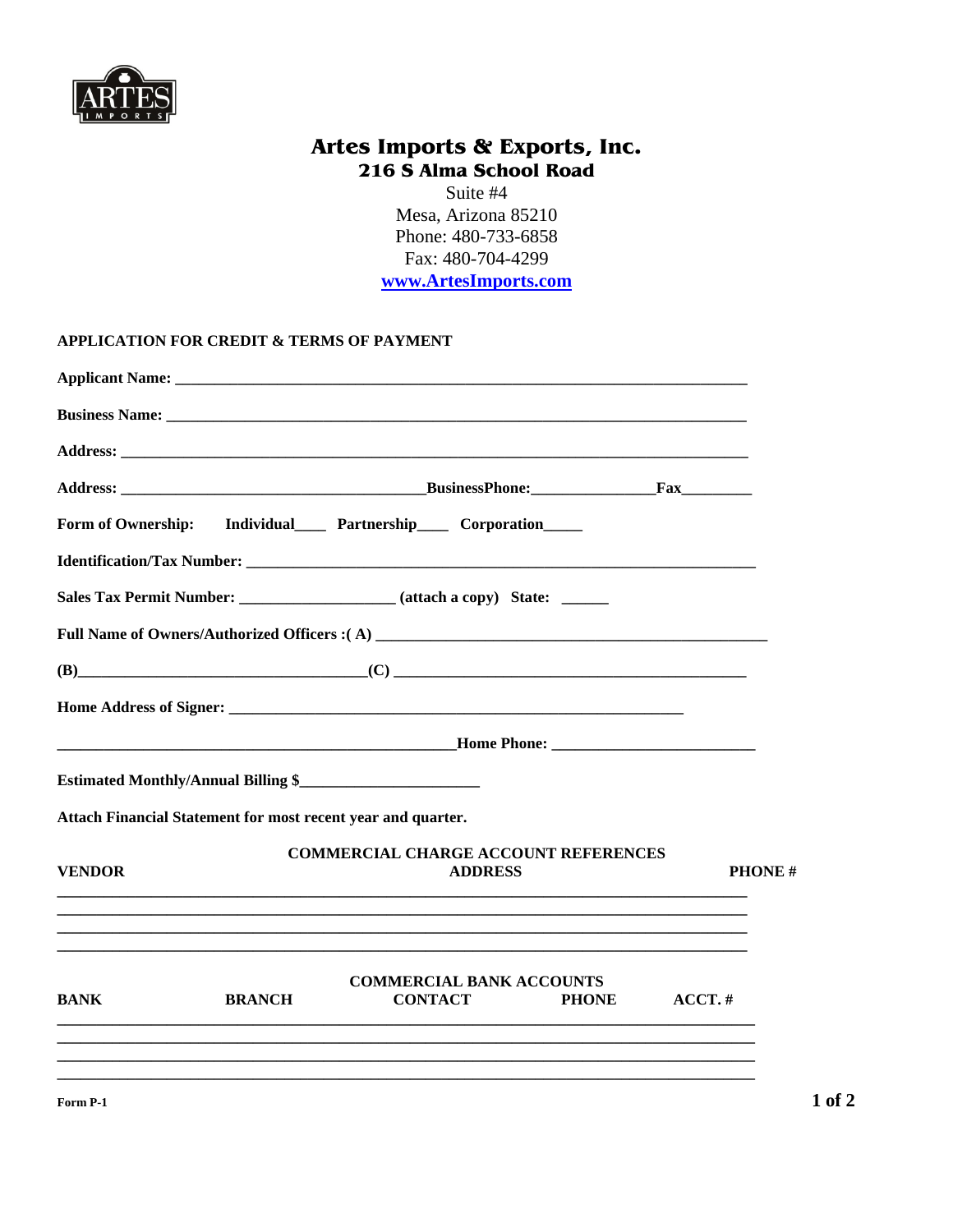# Artes Imports & Exports, Inc.

**216 S Alma School Road**

Suite #4
Mesa, Arizona 85210
Phone: 480-733-6858
Fax: 480-704-4299
[www.ArtesImports.com](http://www.ArtesImports.com)

**APPLICATION FOR CREDIT & TERMS OF PAYMENT**

**Applicant Name:** ___________________________________________________________________________

**Business Name:** ___________________________________________________________________________

**Address:** ________________________________________________________________________________

**Address:** _______________________________________ **BusinessPhone:**_______________ **Fax**_________

**Form of Ownership:** **Individual**____ **Partnership**____ **Corporation**_____

**Identification/Tax Number:** _________________________________________________________________

**Sales Tax Permit Number:** ___________________ **(attach a copy) State:** ______

**Full Name of Owners/Authorized Officers :( A)** ___________________________________________________

**(B)**___________________________________ **(C)** _____________________________________________

**Home Address of Signer:** _______________________________________________________

_____________________________________________________ **Home Phone:** _________________________

**Estimated Monthly/Annual Billing $**______________________

**Attach Financial Statement for most recent year and quarter.**

**COMMERCIAL CHARGE ACCOUNT REFERENCES**

| VENDOR | ADDRESS | PHONE # |
|---|---|---|
| | | |
| | | |
| | | |
| | | |

**COMMERCIAL BANK ACCOUNTS**

| BANK | BRANCH | CONTACT | PHONE | ACCT. # |
|---|---|---|---|---|
| | | | | |
| | | | | |
| | | | | |
| | | | | |

Form P-1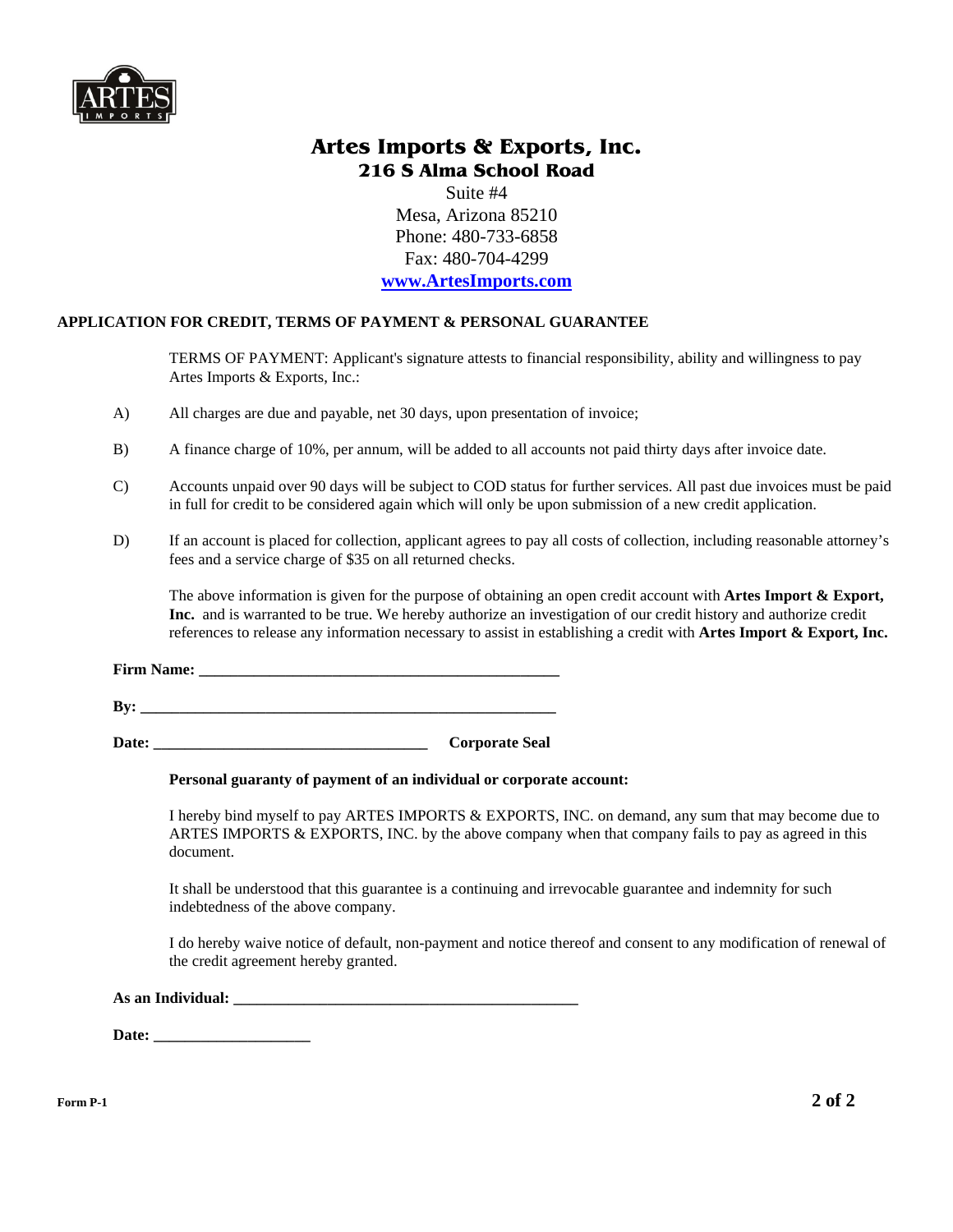# Artes Imports & Exports, Inc.

**216 S Alma School Road**

Suite #4
Mesa, Arizona 85210
Phone: 480-733-6858
Fax: 480-704-4299
www.ArtesImports.com

## APPLICATION FOR CREDIT, TERMS OF PAYMENT & PERSONAL GUARANTEE

TERMS OF PAYMENT: Applicant's signature attests to financial responsibility, ability and willingness to pay Artes Imports & Exports, Inc.:

A) All charges are due and payable, net 30 days, upon presentation of invoice;

B) A finance charge of 10%, per annum, will be added to all accounts not paid thirty days after invoice date.

C) Accounts unpaid over 90 days will be subject to COD status for further services. All past due invoices must be paid in full for credit to be considered again which will only be upon submission of a new credit application.

D) If an account is placed for collection, applicant agrees to pay all costs of collection, including reasonable attorney's fees and a service charge of $35 on all returned checks.

The above information is given for the purpose of obtaining an open credit account with **Artes Import & Export, Inc.** and is warranted to be true. We hereby authorize an investigation of our credit history and authorize credit references to release any information necessary to assist in establishing a credit with **Artes Import & Export, Inc.**

**Firm Name:** _______________________________________________

**By:** _______________________________________________________

**Date:** ___________________________________ **Corporate Seal**

**Personal guaranty of payment of an individual or corporate account:**

I hereby bind myself to pay ARTES IMPORTS & EXPORTS, INC. on demand, any sum that may become due to ARTES IMPORTS & EXPORTS, INC. by the above company when that company fails to pay as agreed in this document.

It shall be understood that this guarantee is a continuing and irrevocable guarantee and indemnity for such indebtedness of the above company.

I do hereby waive notice of default, non-payment and notice thereof and consent to any modification of renewal of the credit agreement hereby granted.

**As an Individual:** _____________________________________________

**Date:** ____________________

Form P-1